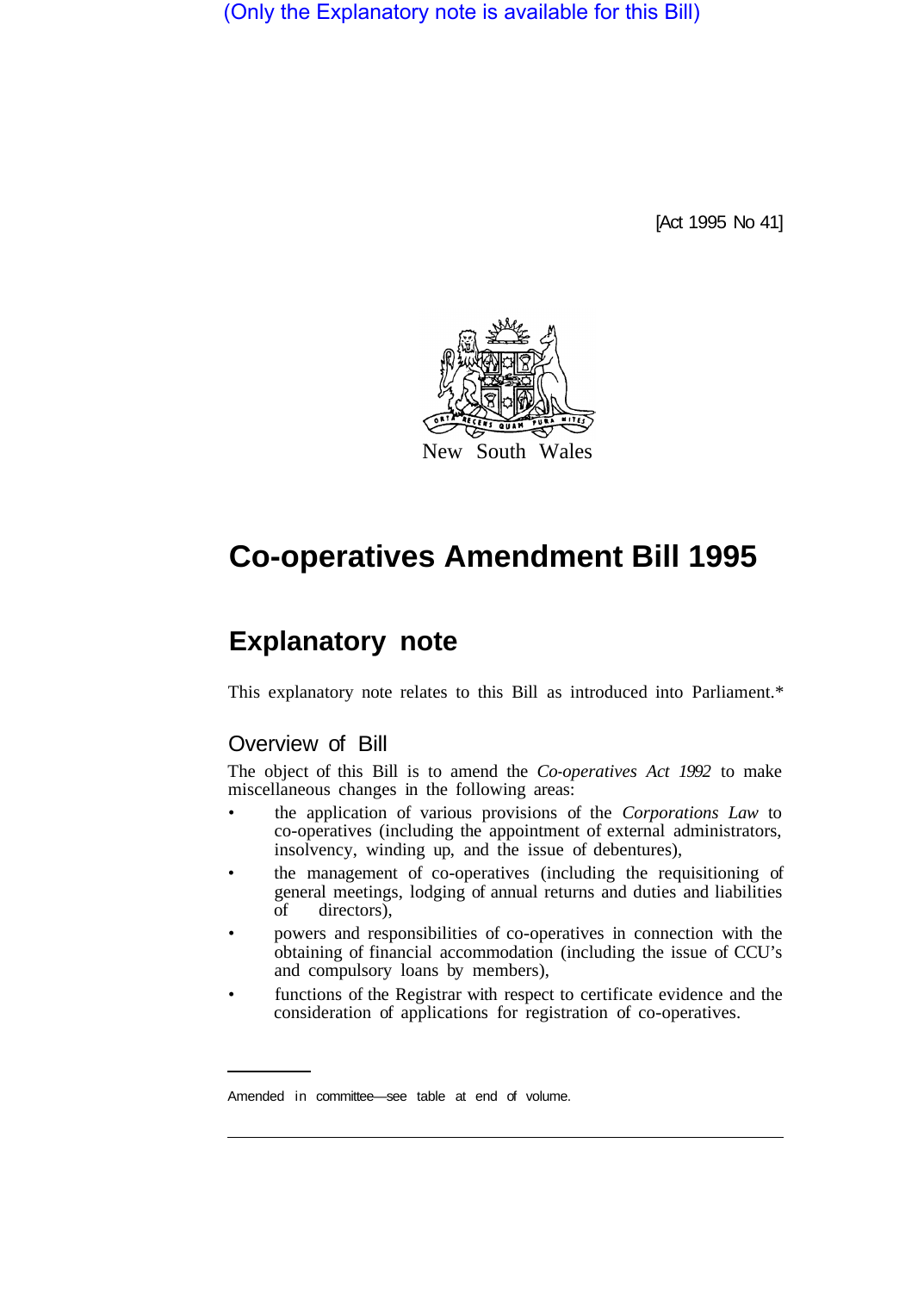(Only the Explanatory note is available for this Bill)

[Act 1995 No 41]

New South Wales

# Co-operatives Amendment Bill 1995

## Explanatory note

This explanatory note relates to this Bill as introduced into Parliament.*

### Overview of Bill

The object of this Bill is to amend the *Co-operatives Act 1992* to make miscellaneous changes in the following areas:

- the application of various provisions of the *Corporations Law* to co-operatives (including the appointment of external administrators, insolvency, winding up, and the issue of debentures),
- the management of co-operatives (including the requisitioning of general meetings, lodging of annual returns and duties and liabilities of directors),
- powers and responsibilities of co-operatives in connection with the obtaining of financial accommodation (including the issue of CCU's and compulsory loans by members),
- functions of the Registrar with respect to certificate evidence and the consideration of applications for registration of co-operatives.

Amended in committee—see table at end of volume.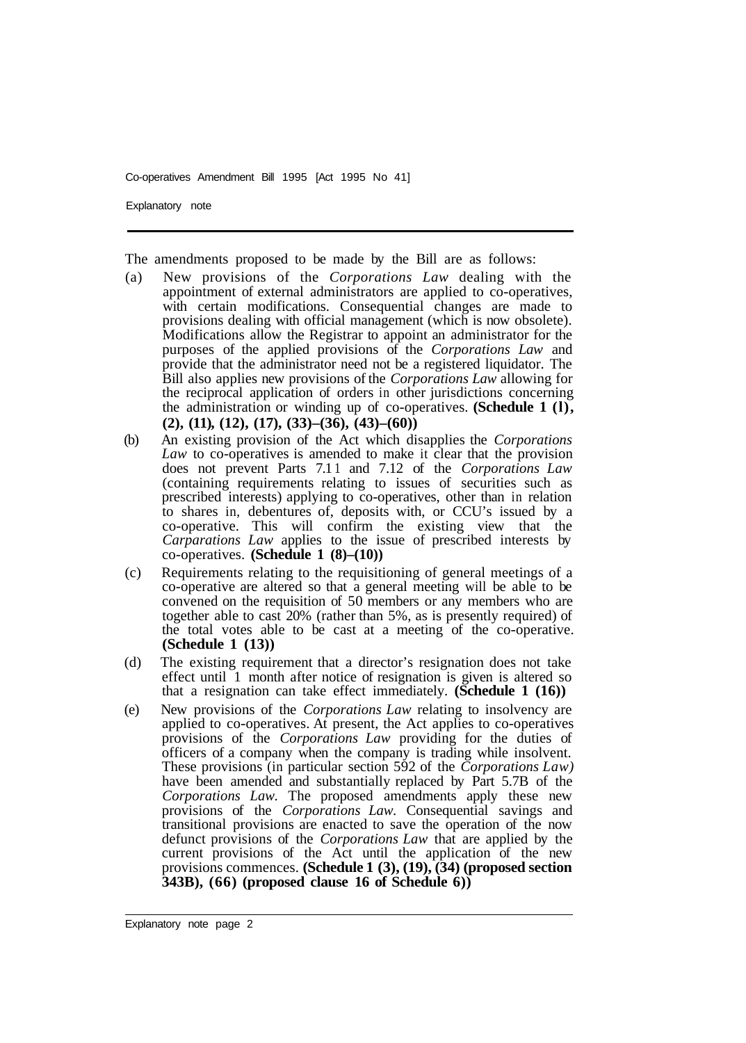The amendments proposed to be made by the Bill are as follows:

(a) New provisions of the *Corporations Law* dealing with the appointment of external administrators are applied to co-operatives, with certain modifications. Consequential changes are made to provisions dealing with official management (which is now obsolete). Modifications allow the Registrar to appoint an administrator for the purposes of the applied provisions of the *Corporations Law* and provide that the administrator need not be a registered liquidator. The Bill also applies new provisions of the *Corporations Law* allowing for the reciprocal application of orders in other jurisdictions concerning the administration or winding up of co-operatives. **(Schedule 1 (l), (2), (11), (12), (17), (33)–(36), (43)–(60))**

(b) An existing provision of the Act which disapplies the *Corporations Law* to co-operatives is amended to make it clear that the provision does not prevent Parts 7.11 and 7.12 of the *Corporations Law* (containing requirements relating to issues of securities such as prescribed interests) applying to co-operatives, other than in relation to shares in, debentures of, deposits with, or CCU's issued by a co-operative. This will confirm the existing view that the *Carparations Law* applies to the issue of prescribed interests by co-operatives. **(Schedule 1 (8)–(10))**

(c) Requirements relating to the requisitioning of general meetings of a co-operative are altered so that a general meeting will be able to be convened on the requisition of 50 members or any members who are together able to cast 20% (rather than 5%, as is presently required) of the total votes able to be cast at a meeting of the co-operative. **(Schedule 1 (13))**

(d) The existing requirement that a director's resignation does not take effect until 1 month after notice of resignation is given is altered so that a resignation can take effect immediately. **(Schedule 1 (16))**

(e) New provisions of the *Corporations Law* relating to insolvency are applied to co-operatives. At present, the Act applies to co-operatives provisions of the *Corporations Law* providing for the duties of officers of a company when the company is trading while insolvent. These provisions (in particular section 592 of the *Corporations Law)* have been amended and substantially replaced by Part 5.7B of the *Corporations Law*. The proposed amendments apply these new provisions of the *Corporations Law*. Consequential savings and transitional provisions are enacted to save the operation of the now defunct provisions of the *Corporations Law* that are applied by the current provisions of the Act until the application of the new provisions commences. **(Schedule 1 (3), (19), (34) (proposed section 343B), (66) (proposed clause 16 of Schedule 6))**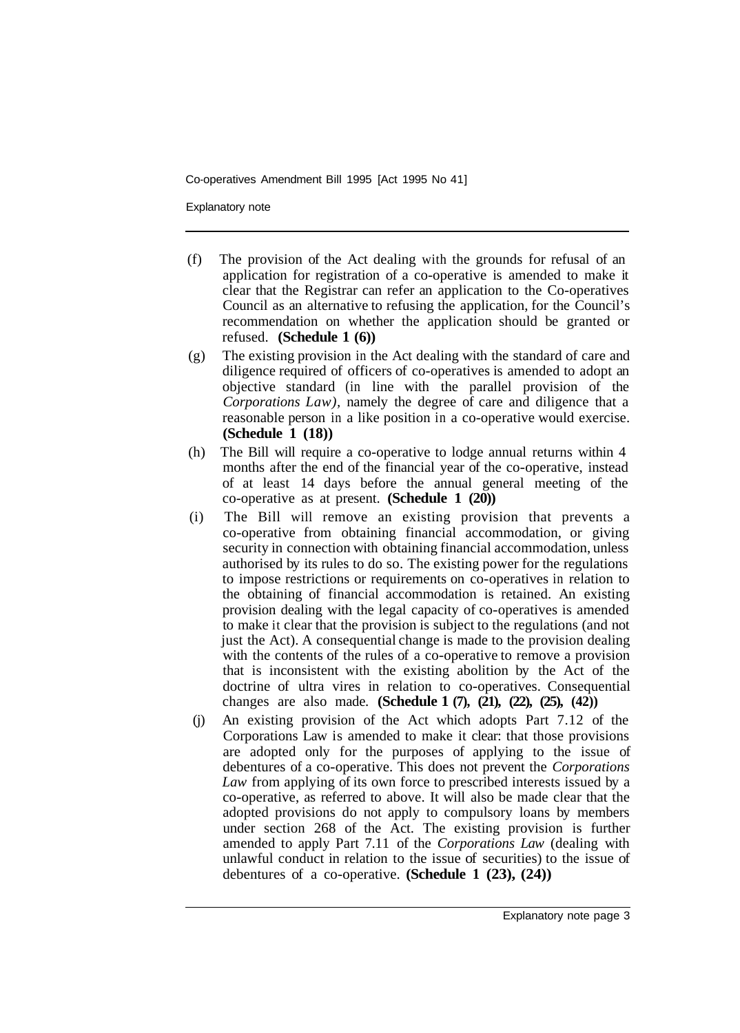(f) The provision of the Act dealing with the grounds for refusal of an application for registration of a co-operative is amended to make it clear that the Registrar can refer an application to the Co-operatives Council as an alternative to refusing the application, for the Council's recommendation on whether the application should be granted or refused. **(Schedule 1 (6))**

(g) The existing provision in the Act dealing with the standard of care and diligence required of officers of co-operatives is amended to adopt an objective standard (in line with the parallel provision of the *Corporations Law)*, namely the degree of care and diligence that a reasonable person in a like position in a co-operative would exercise. **(Schedule 1 (18))**

(h) The Bill will require a co-operative to lodge annual returns within 4 months after the end of the financial year of the co-operative, instead of at least 14 days before the annual general meeting of the co-operative as at present. **(Schedule 1 (20))**

(i) The Bill will remove an existing provision that prevents a co-operative from obtaining financial accommodation, or giving security in connection with obtaining financial accommodation, unless authorised by its rules to do so. The existing power for the regulations to impose restrictions or requirements on co-operatives in relation to the obtaining of financial accommodation is retained. An existing provision dealing with the legal capacity of co-operatives is amended to make it clear that the provision is subject to the regulations (and not just the Act). A consequential change is made to the provision dealing with the contents of the rules of a co-operative to remove a provision that is inconsistent with the existing abolition by the Act of the doctrine of ultra vires in relation to co-operatives. Consequential changes are also made. **(Schedule 1 (7), (21), (22), (25), (42))**

(j) An existing provision of the Act which adopts Part 7.12 of the Corporations Law is amended to make it clear: that those provisions are adopted only for the purposes of applying to the issue of debentures of a co-operative. This does not prevent the *Corporations Law* from applying of its own force to prescribed interests issued by a co-operative, as referred to above. It will also be made clear that the adopted provisions do not apply to compulsory loans by members under section 268 of the Act. The existing provision is further amended to apply Part 7.11 of the *Corporations Law* (dealing with unlawful conduct in relation to the issue of securities) to the issue of debentures of a co-operative. **(Schedule 1 (23), (24))**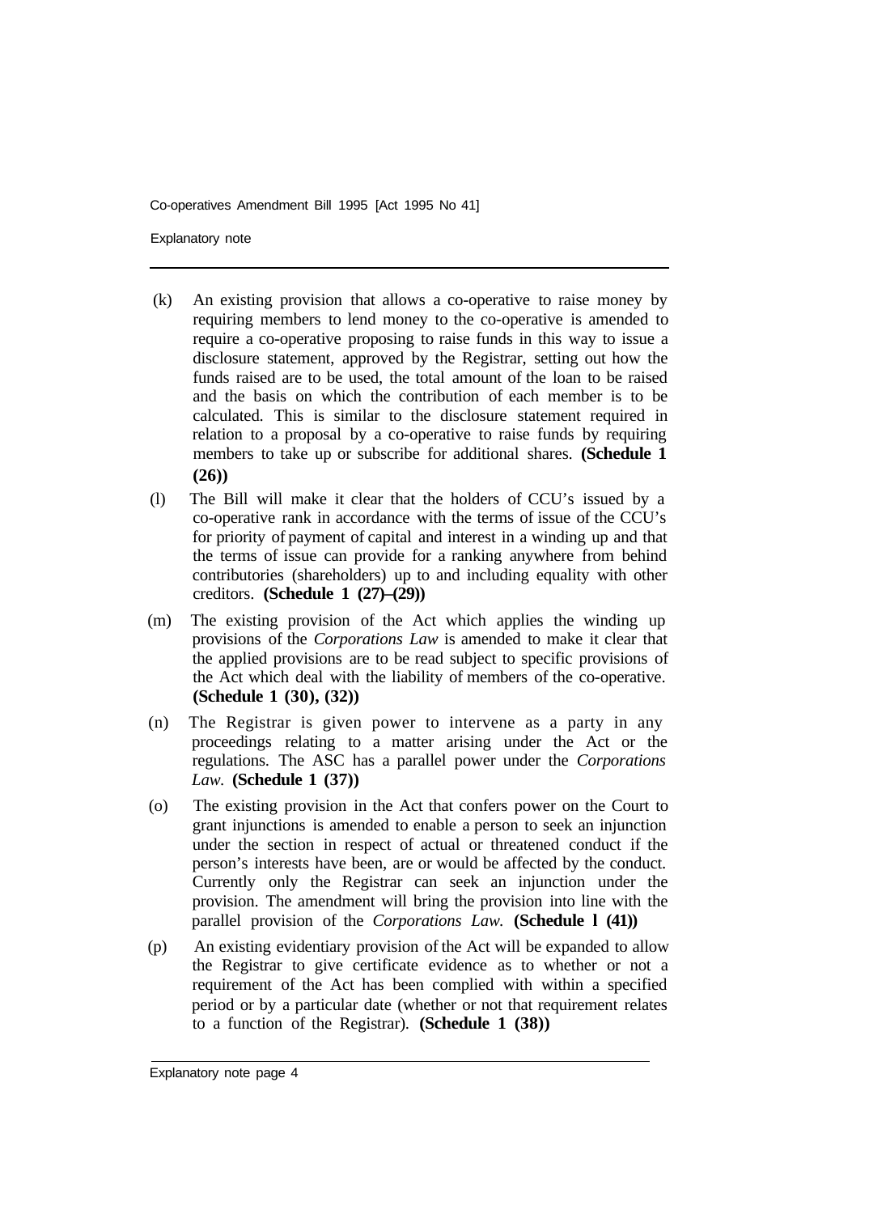(k) An existing provision that allows a co-operative to raise money by requiring members to lend money to the co-operative is amended to require a co-operative proposing to raise funds in this way to issue a disclosure statement, approved by the Registrar, setting out how the funds raised are to be used, the total amount of the loan to be raised and the basis on which the contribution of each member is to be calculated. This is similar to the disclosure statement required in relation to a proposal by a co-operative to raise funds by requiring members to take up or subscribe for additional shares. **(Schedule 1 (26))**

(l) The Bill will make it clear that the holders of CCU's issued by a co-operative rank in accordance with the terms of issue of the CCU's for priority of payment of capital and interest in a winding up and that the terms of issue can provide for a ranking anywhere from behind contributories (shareholders) up to and including equality with other creditors. **(Schedule 1 (27)–(29))**

(m) The existing provision of the Act which applies the winding up provisions of the *Corporations Law* is amended to make it clear that the applied provisions are to be read subject to specific provisions of the Act which deal with the liability of members of the co-operative. **(Schedule 1 (30), (32))**

(n) The Registrar is given power to intervene as a party in any proceedings relating to a matter arising under the Act or the regulations. The ASC has a parallel power under the *Corporations Law.* **(Schedule 1 (37))**

(o) The existing provision in the Act that confers power on the Court to grant injunctions is amended to enable a person to seek an injunction under the section in respect of actual or threatened conduct if the person's interests have been, are or would be affected by the conduct. Currently only the Registrar can seek an injunction under the provision. The amendment will bring the provision into line with the parallel provision of the *Corporations Law.* **(Schedule 1 (41))**

(p) An existing evidentiary provision of the Act will be expanded to allow the Registrar to give certificate evidence as to whether or not a requirement of the Act has been complied with within a specified period or by a particular date (whether or not that requirement relates to a function of the Registrar). **(Schedule 1 (38))**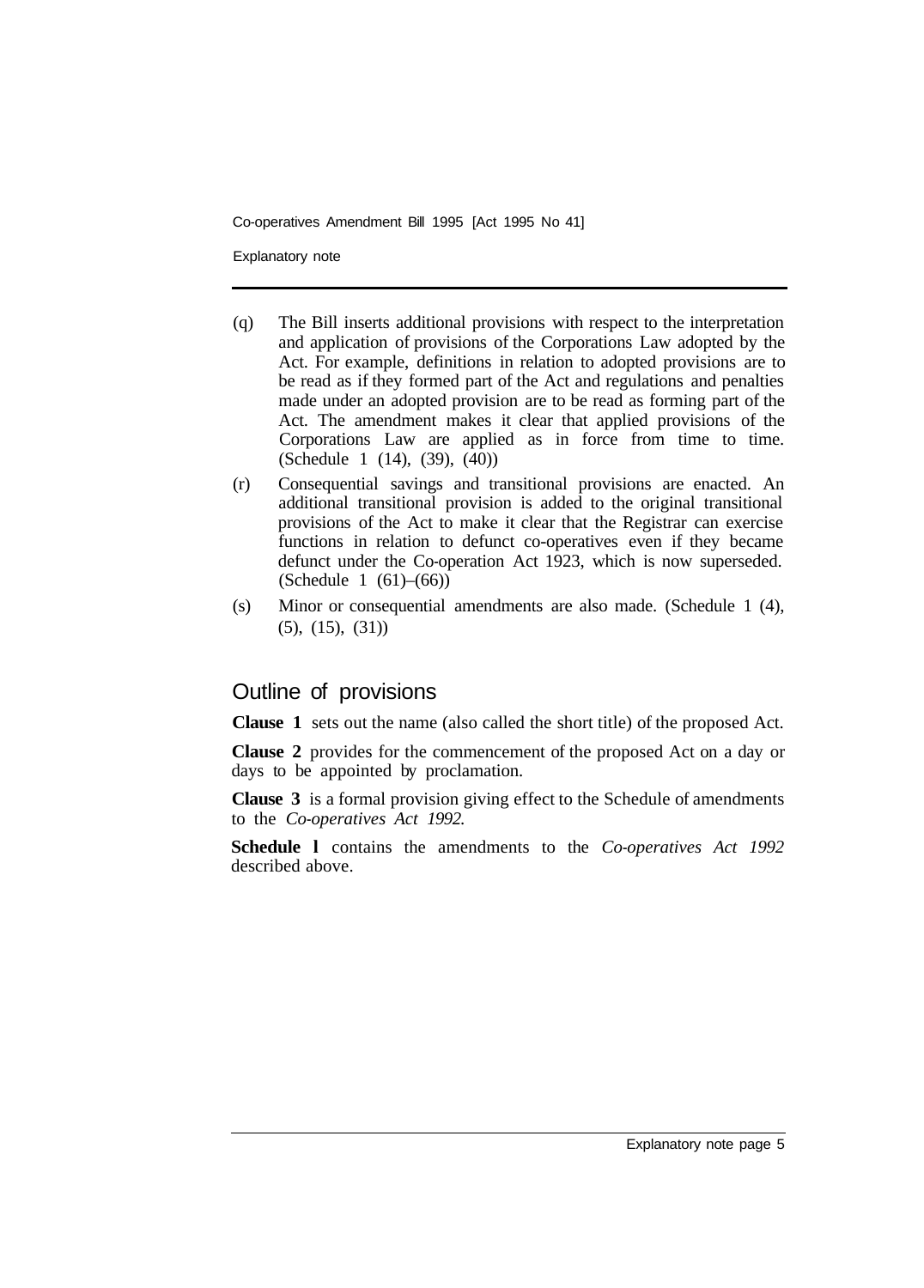(q) The Bill inserts additional provisions with respect to the interpretation and application of provisions of the Corporations Law adopted by the Act. For example, definitions in relation to adopted provisions are to be read as if they formed part of the Act and regulations and penalties made under an adopted provision are to be read as forming part of the Act. The amendment makes it clear that applied provisions of the Corporations Law are applied as in force from time to time. (Schedule 1 (14), (39), (40))

(r) Consequential savings and transitional provisions are enacted. An additional transitional provision is added to the original transitional provisions of the Act to make it clear that the Registrar can exercise functions in relation to defunct co-operatives even if they became defunct under the Co-operation Act 1923, which is now superseded. (Schedule 1 (61)–(66))

(s) Minor or consequential amendments are also made. (Schedule 1 (4), (5), (15), (31))

## Outline of provisions

**Clause 1** sets out the name (also called the short title) of the proposed Act.

**Clause 2** provides for the commencement of the proposed Act on a day or days to be appointed by proclamation.

**Clause 3** is a formal provision giving effect to the Schedule of amendments to the *Co-operatives Act 1992.*

**Schedule 1** contains the amendments to the *Co-operatives Act 1992* described above.